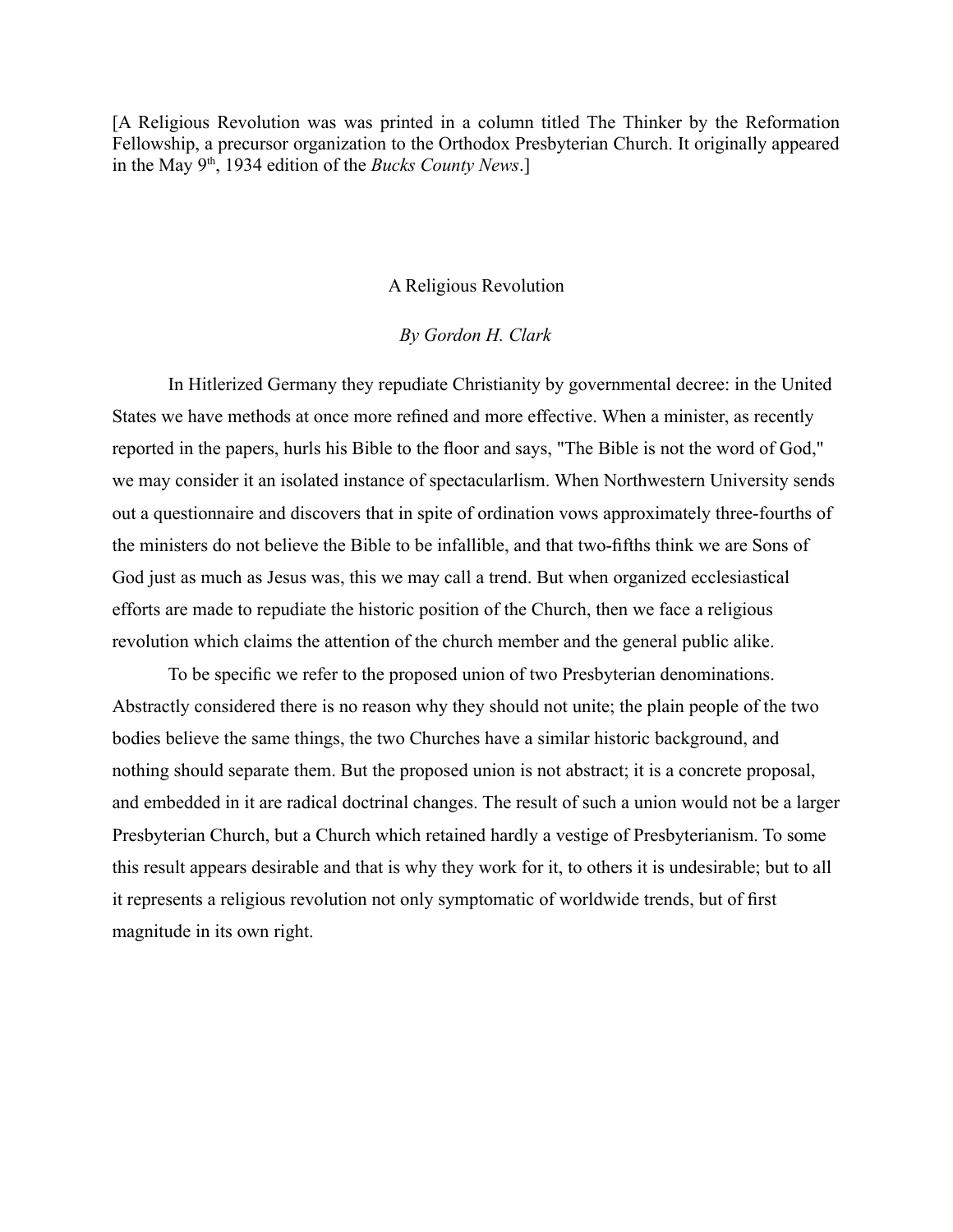[A Religious Revolution was was printed in a column titled The Thinker by the Reformation Fellowship, a precursor organization to the Orthodox Presbyterian Church. It originally appeared in the May 9th, 1934 edition of the *Bucks County News*.]

# A Religious Revolution

*By Gordon H. Clark*

In Hitlerized Germany they repudiate Christianity by governmental decree: in the United States we have methods at once more refined and more effective. When a minister, as recently reported in the papers, hurls his Bible to the floor and says, "The Bible is not the word of God," we may consider it an isolated instance of spectacularlism. When Northwestern University sends out a questionnaire and discovers that in spite of ordination vows approximately three-fourths of the ministers do not believe the Bible to be infallible, and that two-fifths think we are Sons of God just as much as Jesus was, this we may call a trend. But when organized ecclesiastical efforts are made to repudiate the historic position of the Church, then we face a religious revolution which claims the attention of the church member and the general public alike.

To be specific we refer to the proposed union of two Presbyterian denominations. Abstractly considered there is no reason why they should not unite; the plain people of the two bodies believe the same things, the two Churches have a similar historic background, and nothing should separate them. But the proposed union is not abstract; it is a concrete proposal, and embedded in it are radical doctrinal changes. The result of such a union would not be a larger Presbyterian Church, but a Church which retained hardly a vestige of Presbyterianism. To some this result appears desirable and that is why they work for it, to others it is undesirable; but to all it represents a religious revolution not only symptomatic of worldwide trends, but of first magnitude in its own right.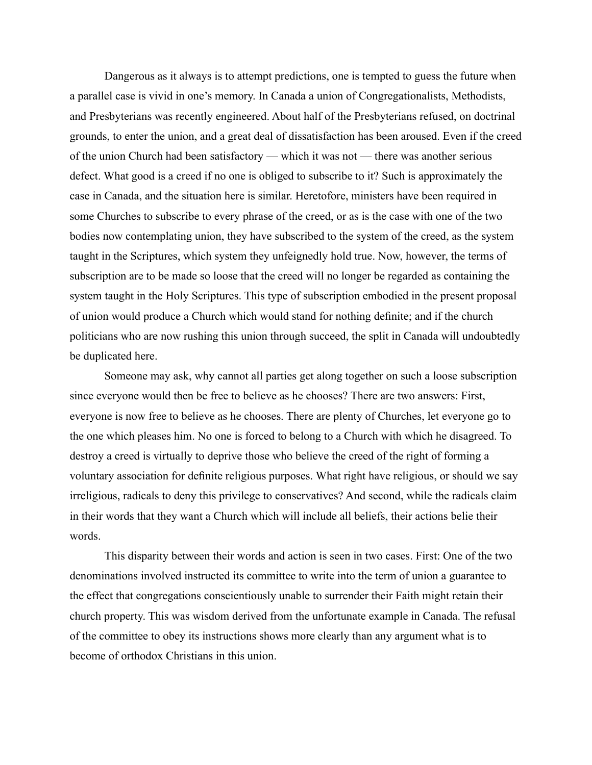Dangerous as it always is to attempt predictions, one is tempted to guess the future when a parallel case is vivid in one's memory. In Canada a union of Congregationalists, Methodists, and Presbyterians was recently engineered. About half of the Presbyterians refused, on doctrinal grounds, to enter the union, and a great deal of dissatisfaction has been aroused. Even if the creed of the union Church had been satisfactory — which it was not — there was another serious defect. What good is a creed if no one is obliged to subscribe to it? Such is approximately the case in Canada, and the situation here is similar. Heretofore, ministers have been required in some Churches to subscribe to every phrase of the creed, or as is the case with one of the two bodies now contemplating union, they have subscribed to the system of the creed, as the system taught in the Scriptures, which system they unfeignedly hold true. Now, however, the terms of subscription are to be made so loose that the creed will no longer be regarded as containing the system taught in the Holy Scriptures. This type of subscription embodied in the present proposal of union would produce a Church which would stand for nothing definite; and if the church politicians who are now rushing this union through succeed, the split in Canada will undoubtedly be duplicated here.

Someone may ask, why cannot all parties get along together on such a loose subscription since everyone would then be free to believe as he chooses? There are two answers: First, everyone is now free to believe as he chooses. There are plenty of Churches, let everyone go to the one which pleases him. No one is forced to belong to a Church with which he disagreed. To destroy a creed is virtually to deprive those who believe the creed of the right of forming a voluntary association for definite religious purposes. What right have religious, or should we say irreligious, radicals to deny this privilege to conservatives? And second, while the radicals claim in their words that they want a Church which will include all beliefs, their actions belie their words.

This disparity between their words and action is seen in two cases. First: One of the two denominations involved instructed its committee to write into the term of union a guarantee to the effect that congregations conscientiously unable to surrender their Faith might retain their church property. This was wisdom derived from the unfortunate example in Canada. The refusal of the committee to obey its instructions shows more clearly than any argument what is to become of orthodox Christians in this union.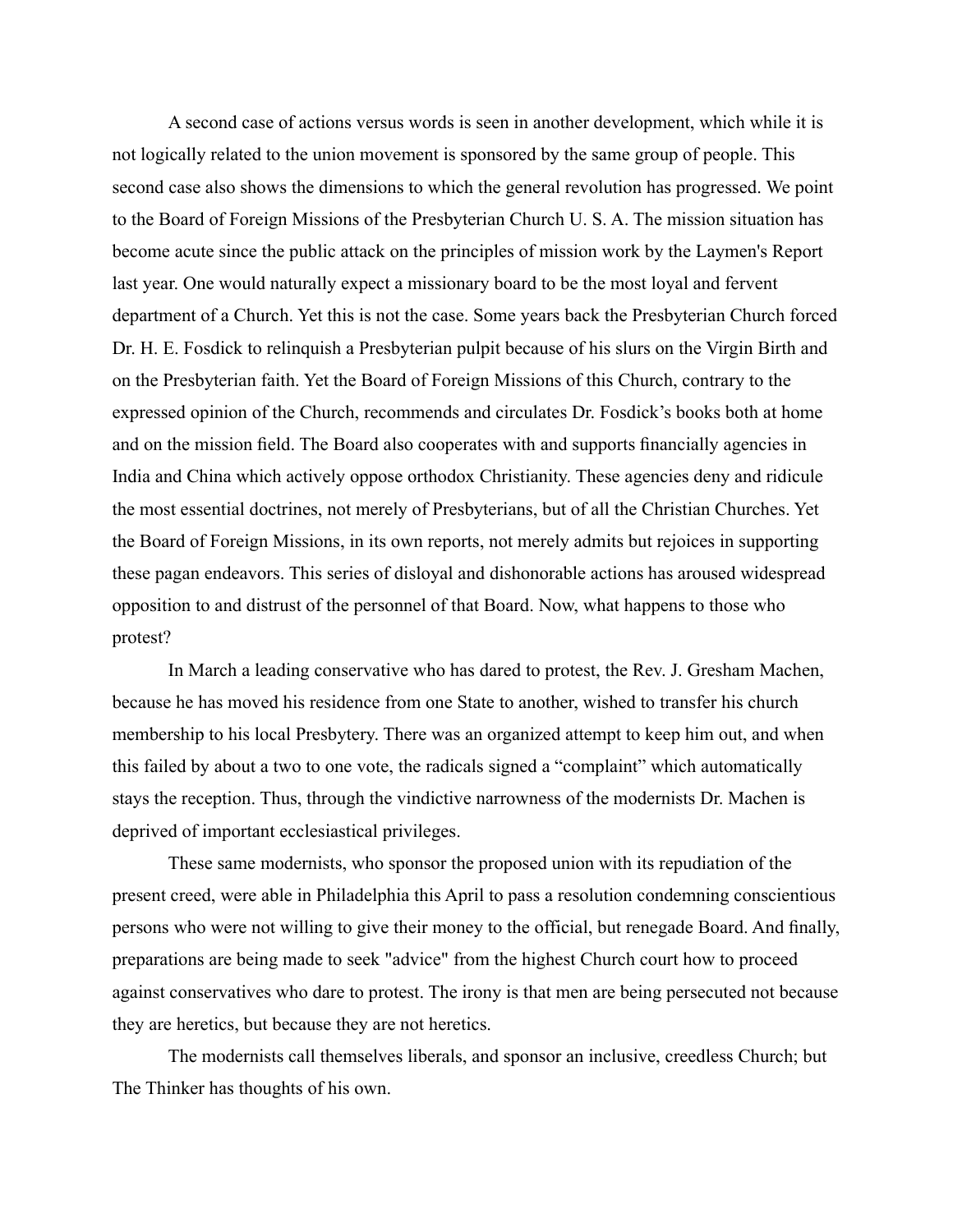A second case of actions versus words is seen in another development, which while it is not logically related to the union movement is sponsored by the same group of people. This second case also shows the dimensions to which the general revolution has progressed. We point to the Board of Foreign Missions of the Presbyterian Church U. S. A. The mission situation has become acute since the public attack on the principles of mission work by the Laymen's Report last year. One would naturally expect a missionary board to be the most loyal and fervent department of a Church. Yet this is not the case. Some years back the Presbyterian Church forced Dr. H. E. Fosdick to relinquish a Presbyterian pulpit because of his slurs on the Virgin Birth and on the Presbyterian faith. Yet the Board of Foreign Missions of this Church, contrary to the expressed opinion of the Church, recommends and circulates Dr. Fosdick's books both at home and on the mission field. The Board also cooperates with and supports financially agencies in India and China which actively oppose orthodox Christianity. These agencies deny and ridicule the most essential doctrines, not merely of Presbyterians, but of all the Christian Churches. Yet the Board of Foreign Missions, in its own reports, not merely admits but rejoices in supporting these pagan endeavors. This series of disloyal and dishonorable actions has aroused widespread opposition to and distrust of the personnel of that Board. Now, what happens to those who protest?

In March a leading conservative who has dared to protest, the Rev. J. Gresham Machen, because he has moved his residence from one State to another, wished to transfer his church membership to his local Presbytery. There was an organized attempt to keep him out, and when this failed by about a two to one vote, the radicals signed a "complaint" which automatically stays the reception. Thus, through the vindictive narrowness of the modernists Dr. Machen is deprived of important ecclesiastical privileges.

These same modernists, who sponsor the proposed union with its repudiation of the present creed, were able in Philadelphia this April to pass a resolution condemning conscientious persons who were not willing to give their money to the official, but renegade Board. And finally, preparations are being made to seek "advice" from the highest Church court how to proceed against conservatives who dare to protest. The irony is that men are being persecuted not because they are heretics, but because they are not heretics.

The modernists call themselves liberals, and sponsor an inclusive, creedless Church; but The Thinker has thoughts of his own.